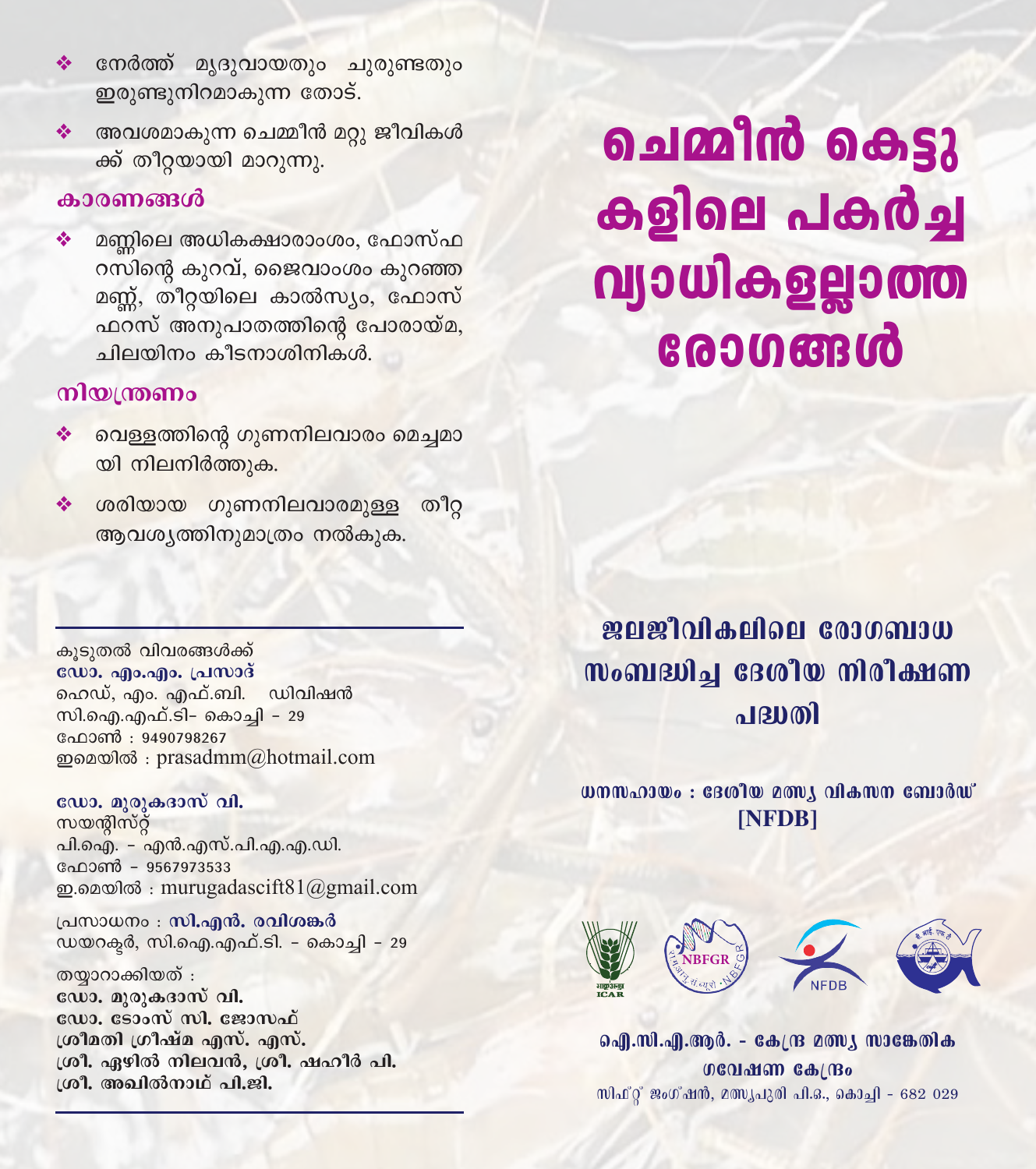- നേർത്ത് മൃദുവായതും ചുരുണ്ടതും ഇരുണ്ടുനിറമാകുന്ന തോട്.
- അവശമാകുന്ന ചെമ്മീൻ മറ്റു ജീവികൾക്ക് തീറ്റയായി മാറുന്നു.

## കാരണങ്ങൾ

- മണ്ണിലെ അധികക്ഷാരാംശം, ഫോസ്ഫറസിന്റെ കുറവ്, ജൈവാംശം കുറഞ്ഞ മണ്ണ്, തീറ്റയിലെ കാൽസ്യം, ഫോസ്ഫറസ് അനുപാതത്തിന്റെ പോരായ്മ, ചിലയിനം കീടനാശിനികൾ.

## നിയന്ത്രണം

- വെള്ളത്തിന്റെ ഗുണനിലവാരം മെച്ചമായി നിലനിർത്തുക.
- ശരിയായ ഗുണനിലവാരമുള്ള തീറ്റ ആവശ്യത്തിനുമാത്രം നൽകുക.

---

കൂടുതൽ വിവരങ്ങൾക്ക്
**ഡോ. എം.എം. പ്രസാദ്**
ഹെഡ്, എം. എഫ്.ബി. ഡിവിഷൻ
സി.ഐ.എഫ്.ടി- കൊച്ചി - 29
ഫോൺ : 9490798267
ഇമെയിൽ : prasadmm@hotmail.com

**ഡോ. മുരുകദാസ് വി.**
സയന്റിസ്റ്റ്
പി.ഐ. - എൻ.എസ്.പി.എ.എ.ഡി.
ഫോൺ - 9567973533
ഇ.മെയിൽ : murugadascift81@gmail.com

പ്രസാധനം : **സി.എൻ. രവിശങ്കർ**
ഡയറക്ടർ, സി.ഐ.എഫ്.ടി. - കൊച്ചി - 29

തയ്യാറാക്കിയത് :
**ഡോ. മുരുകദാസ് വി.**
**ഡോ. ടോംസ് സി. ജോസഫ്**
**ശ്രീമതി ഗ്രീഷ്മ എസ്. എസ്.**
**ശ്രീ. ഏഴിൽ നിലവൻ, ശ്രീ. ഷഹീർ പി.**
**ശ്രീ. അഖിൽനാഥ് പി.ജി.**

---

# ചെമ്മീൻ കെട്ടുകളിലെ പകർച്ച വ്യാധികളല്ലാത്ത രോഗങ്ങൾ

## ജലജീവികളിലെ രോഗബാധ സംബന്ധിച്ച ദേശീയ നിരീക്ഷണ പദ്ധതി

**ധനസഹായം : ദേശീയ മത്സ്യ വികസന ബോർഡ് [NFDB]**

ICAR NBFGR NFDB

**ഐ.സി.എ.ആർ. - കേന്ദ്ര മത്സ്യ സാങ്കേതിക ഗവേഷണ കേന്ദ്രം**
സിഫ്റ്റ് ജംഗ്ഷൻ, മത്സ്യപുരി പി.ഒ., കൊച്ചി - 682 029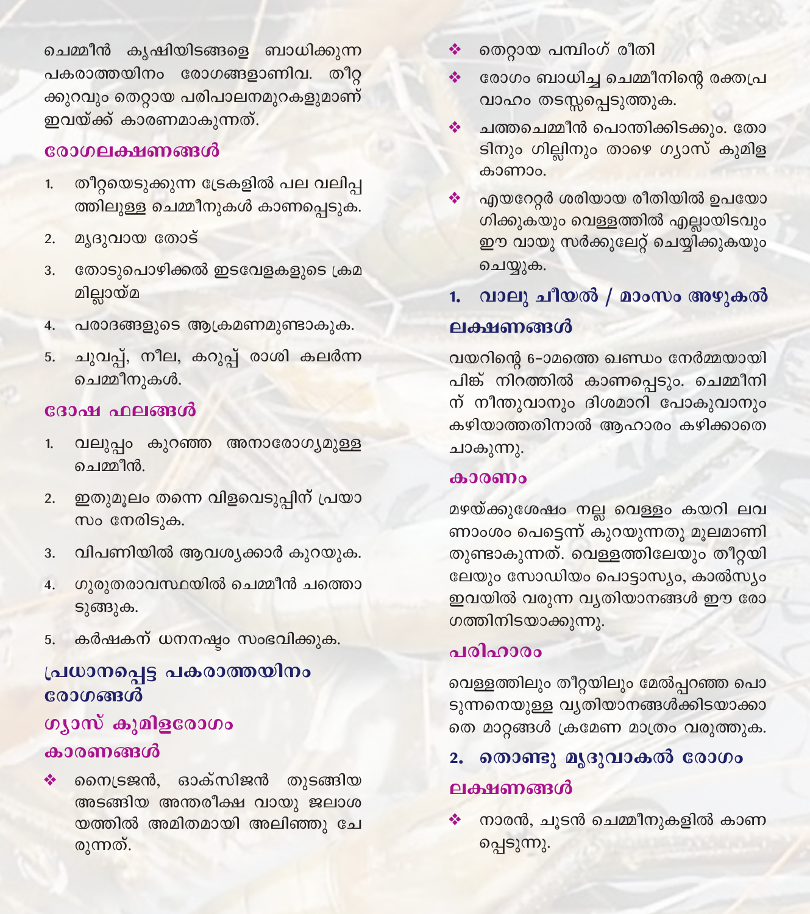ചെമ്മീൻ കൃഷിയിടങ്ങളെ ബാധിക്കുന്ന പകരാത്തയിനം രോഗങ്ങളാണിവ. തീറ്റക്കുറവും തെറ്റായ പരിപാലനമുറകളുമാണ് ഇവയ്ക്ക് കാരണമാകുന്നത്.

## രോഗലക്ഷണങ്ങൾ

1. തീറ്റയെടുക്കുന്ന ട്രേകളിൽ പല വലിപ്പത്തിലുള്ള ചെമ്മീനുകൾ കാണപ്പെടുക.
2. മൃദുവായ തോട്
3. തോടുപൊഴിക്കൽ ഇടവേളകളുടെ ക്രമമില്ലായ്മ
4. പരാദങ്ങളുടെ ആക്രമണമുണ്ടാകുക.
5. ചുവപ്പ്, നീല, കറുപ്പ് രാശി കലർന്ന ചെമ്മീനുകൾ.

## ദോഷ ഫലങ്ങൾ

1. വലുപ്പം കുറഞ്ഞ അനാരോഗ്യമുള്ള ചെമ്മീൻ.
2. ഇതുമൂലം തന്നെ വിളവെടുപ്പിന് പ്രയാസം നേരിടുക.
3. വിപണിയിൽ ആവശ്യക്കാർ കുറയുക.
4. ഗുരുതരാവസ്ഥയിൽ ചെമ്മീൻ ചത്തൊടുങ്ങുക.
5. കർഷകന് ധനനഷ്ടം സംഭവിക്കുക.

## പ്രധാനപ്പെട്ട പകരാത്തയിനം രോഗങ്ങൾ

### ഗ്യാസ് കുമിളരോഗം

### കാരണങ്ങൾ

- നൈട്രജൻ, ഓക്സിജൻ തുടങ്ങിയ അടങ്ങിയ അന്തരീക്ഷ വായു ജലാശയത്തിൽ അമിതമായി അലിഞ്ഞു ചേരുന്നത്.
- തെറ്റായ പമ്പിംഗ് രീതി
- രോഗം ബാധിച്ച ചെമ്മീനിന്റെ രക്തപ്രവാഹം തടസ്സപ്പെടുത്തുക.
- ചത്തചെമ്മീൻ പൊന്തിക്കിടക്കും. തോടിനും ഗില്ലിനും താഴെ ഗ്യാസ് കുമിള കാണാം.
- എയറേറ്റർ ശരിയായ രീതിയിൽ ഉപയോഗിക്കുകയും വെള്ളത്തിൽ എല്ലായിടവും ഈ വായു സർക്കുലേറ്റ് ചെയ്യിക്കുകയും ചെയ്യുക.

### 1. വാലു ചീയൽ / മാംസം അഴുകൽ

### ലക്ഷണങ്ങൾ

വയറിന്റെ 6-ാമത്തെ ഖണ്ഡം നേർമ്മയായി പിങ്ക് നിറത്തിൽ കാണപ്പെടും. ചെമ്മീനിന് നീന്തുവാനും ദിശമാറി പോകുവാനും കഴിയാത്തതിനാൽ ആഹാരം കഴിക്കാതെ ചാകുന്നു.

### കാരണം

മഴയ്ക്കുശേഷം നല്ല വെള്ളം കയറി ലവണാംശം പെട്ടെന്ന് കുറയുന്നതു മൂലമാണിതുണ്ടാകുന്നത്. വെള്ളത്തിലേയും തീറ്റയിലേയും സോഡിയം പൊട്ടാസ്യം, കാൽസ്യം ഇവയിൽ വരുന്ന വ്യതിയാനങ്ങൾ ഈ രോഗത്തിനിടയാക്കുന്നു.

### പരിഹാരം

വെള്ളത്തിലും തീറ്റയിലും മേൽപ്പറഞ്ഞ പൊടുന്നനെയുള്ള വ്യതിയാനങ്ങൾക്കിടയാക്കാതെ മാറ്റങ്ങൾ ക്രമേണ മാത്രം വരുത്തുക.

### 2. തൊണ്ടു മൃദുവാകൽ രോഗം

### ലക്ഷണങ്ങൾ

- നാരൻ, ചൂടൻ ചെമ്മീനുകളിൽ കാണപ്പെടുന്നു.